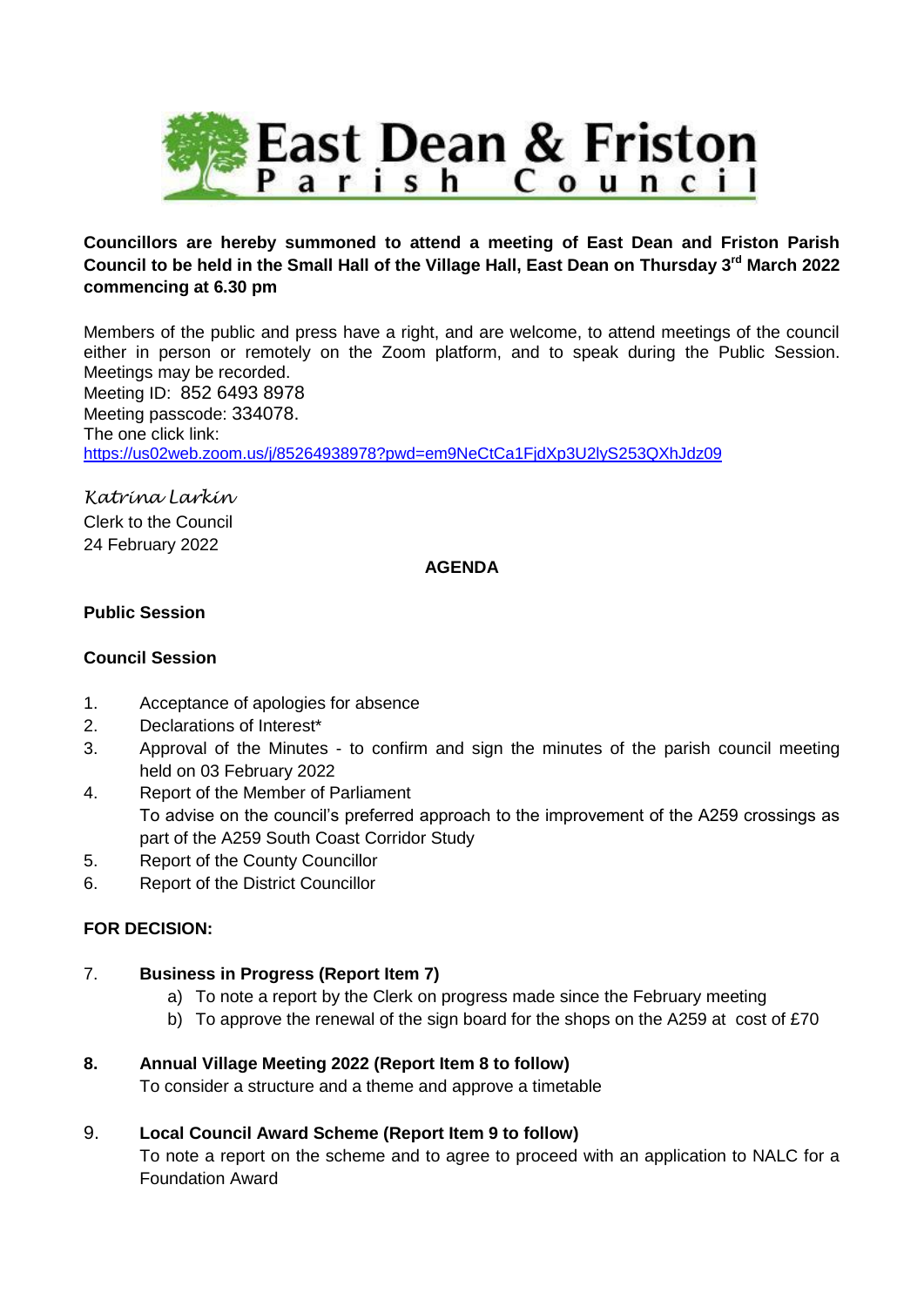# East Dean & Friston
## Parish Council

**Councillors are hereby summoned to attend a meeting of East Dean and Friston Parish Council to be held in the Small Hall of the Village Hall, East Dean on Thursday 3rd March 2022 commencing at 6.30 pm**

Members of the public and press have a right, and are welcome, to attend meetings of the council either in person or remotely on the Zoom platform, and to speak during the Public Session. Meetings may be recorded.
Meeting ID: 852 6493 8978
Meeting passcode: 334078.
The one click link:
https://us02web.zoom.us/j/85264938978?pwd=em9NeCtCa1FjdXp3U2lyS253QXhJdz09

*Katrina Larkin*
Clerk to the Council
24 February 2022

**AGENDA**

**Public Session**

**Council Session**

1. Acceptance of apologies for absence
2. Declarations of Interest*
3. Approval of the Minutes - to confirm and sign the minutes of the parish council meeting held on 03 February 2022
4. Report of the Member of Parliament
   To advise on the council's preferred approach to the improvement of the A259 crossings as part of the A259 South Coast Corridor Study
5. Report of the County Councillor
6. Report of the District Councillor

**FOR DECISION:**

7. **Business in Progress (Report Item 7)**
   a) To note a report by the Clerk on progress made since the February meeting
   b) To approve the renewal of the sign board for the shops on the A259 at cost of £70

8. **Annual Village Meeting 2022 (Report Item 8 to follow)**
   To consider a structure and a theme and approve a timetable

9. **Local Council Award Scheme (Report Item 9 to follow)**
   To note a report on the scheme and to agree to proceed with an application to NALC for a Foundation Award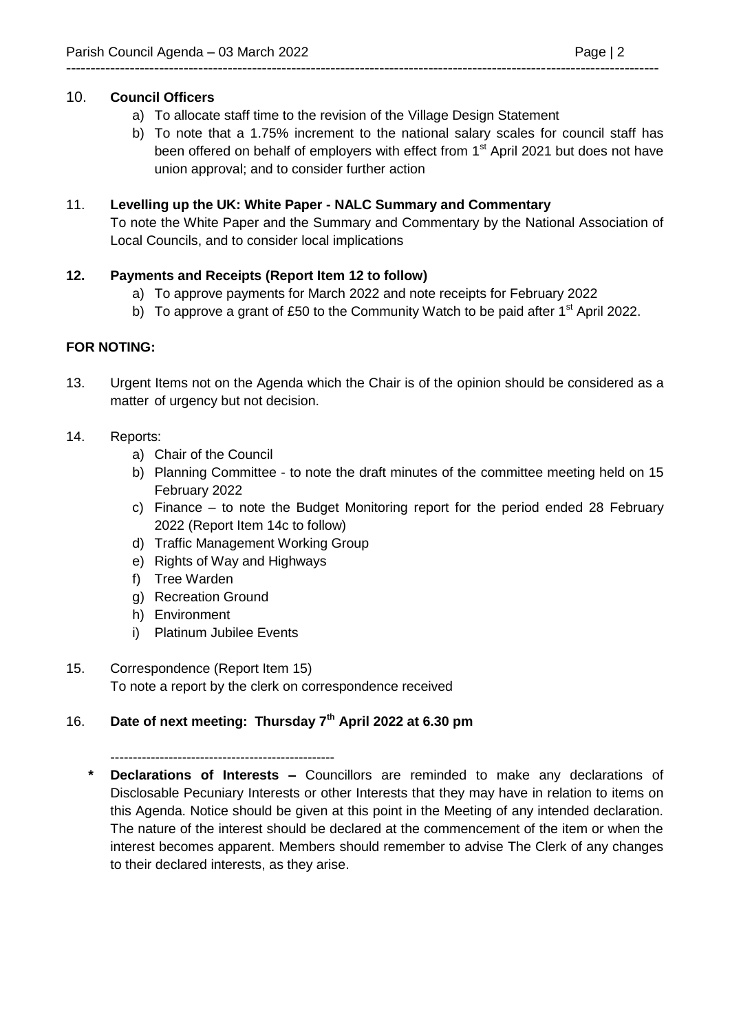10. **Council Officers**
    a) To allocate staff time to the revision of the Village Design Statement
    b) To note that a 1.75% increment to the national salary scales for council staff has been offered on behalf of employers with effect from 1st April 2021 but does not have union approval; and to consider further action

11. **Levelling up the UK: White Paper - NALC Summary and Commentary**
    To note the White Paper and the Summary and Commentary by the National Association of Local Councils, and to consider local implications

12. **Payments and Receipts (Report Item 12 to follow)**
    a) To approve payments for March 2022 and note receipts for February 2022
    b) To approve a grant of £50 to the Community Watch to be paid after 1st April 2022.

**FOR NOTING:**

13. Urgent Items not on the Agenda which the Chair is of the opinion should be considered as a matter of urgency but not decision.

14. Reports:
    a) Chair of the Council
    b) Planning Committee - to note the draft minutes of the committee meeting held on 15 February 2022
    c) Finance – to note the Budget Monitoring report for the period ended 28 February 2022 (Report Item 14c to follow)
    d) Traffic Management Working Group
    e) Rights of Way and Highways
    f) Tree Warden
    g) Recreation Ground
    h) Environment
    i) Platinum Jubilee Events

15. Correspondence (Report Item 15)
    To note a report by the clerk on correspondence received

16. **Date of next meeting: Thursday 7th April 2022 at 6.30 pm**

---

**\* Declarations of Interests –** Councillors are reminded to make any declarations of Disclosable Pecuniary Interests or other Interests that they may have in relation to items on this Agenda. Notice should be given at this point in the Meeting of any intended declaration. The nature of the interest should be declared at the commencement of the item or when the interest becomes apparent. Members should remember to advise The Clerk of any changes to their declared interests, as they arise.